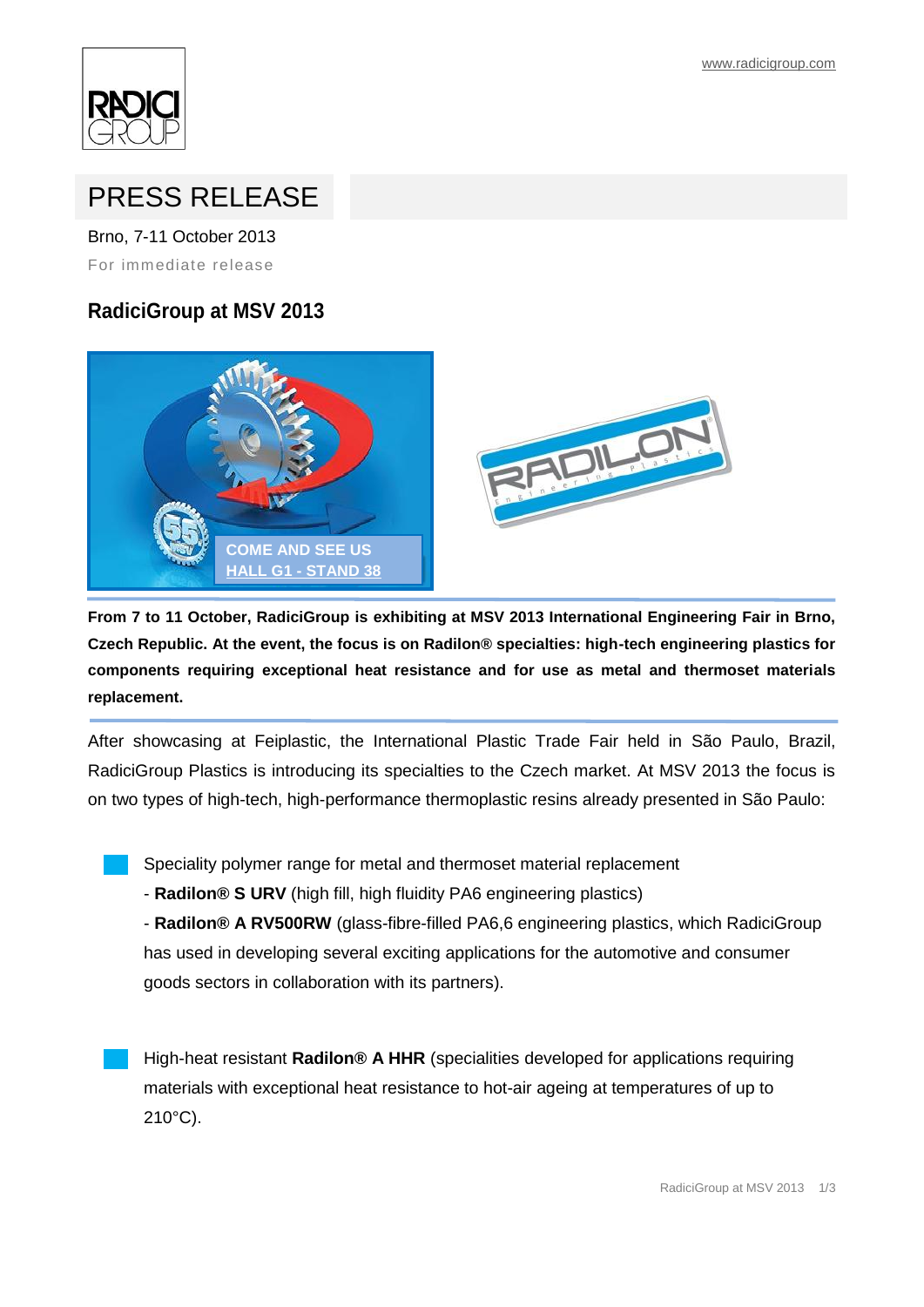# PRESS RELEASE

Brno, 7-11 October 2013

For immediate release

## RadiciGroup at MSV 2013

**From 7 to 11 October, RadiciGroup is exhibiting at MSV 2013 International Engineering Fair in Brno, Czech Republic. At the event, the focus is on Radilon® specialties: high-tech engineering plastics for components requiring exceptional heat resistance and for use as metal and thermoset materials replacement.**

After showcasing at Feiplastic, the International Plastic Trade Fair held in São Paulo, Brazil, RadiciGroup Plastics is introducing its specialties to the Czech market. At MSV 2013 the focus is on two types of high-tech, high-performance thermoplastic resins already presented in São Paulo:

- Speciality polymer range for metal and thermoset material replacement
  - **Radilon® S URV** (high fill, high fluidity PA6 engineering plastics)
  - **Radilon® A RV500RW** (glass-fibre-filled PA6,6 engineering plastics, which RadiciGroup has used in developing several exciting applications for the automotive and consumer goods sectors in collaboration with its partners).

- High-heat resistant **Radilon® A HHR** (specialities developed for applications requiring materials with exceptional heat resistance to hot-air ageing at temperatures of up to 210°C).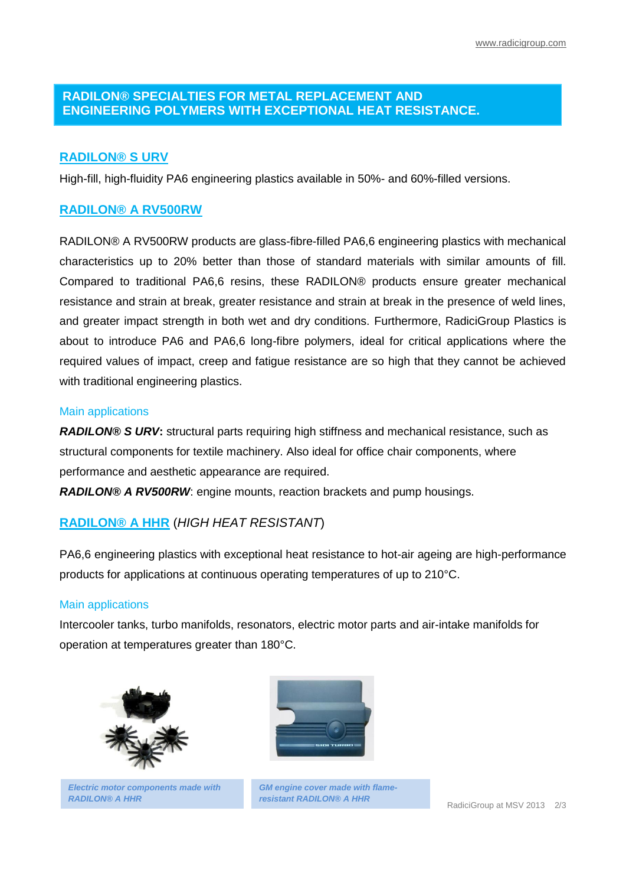## RADILON® SPECIALTIES FOR METAL REPLACEMENT AND ENGINEERING POLYMERS WITH EXCEPTIONAL HEAT RESISTANCE.

### RADILON® S URV

High-fill, high-fluidity PA6 engineering plastics available in 50%- and 60%-filled versions.

### RADILON® A RV500RW

RADILON® A RV500RW products are glass-fibre-filled PA6,6 engineering plastics with mechanical characteristics up to 20% better than those of standard materials with similar amounts of fill. Compared to traditional PA6,6 resins, these RADILON® products ensure greater mechanical resistance and strain at break, greater resistance and strain at break in the presence of weld lines, and greater impact strength in both wet and dry conditions. Furthermore, RadiciGroup Plastics is about to introduce PA6 and PA6,6 long-fibre polymers, ideal for critical applications where the required values of impact, creep and fatigue resistance are so high that they cannot be achieved with traditional engineering plastics.

#### Main applications

***RADILON® S URV*:** structural parts requiring high stiffness and mechanical resistance, such as structural components for textile machinery. Also ideal for office chair components, where performance and aesthetic appearance are required.

***RADILON® A RV500RW***: engine mounts, reaction brackets and pump housings.

### RADILON® A HHR (*HIGH HEAT RESISTANT*)

PA6,6 engineering plastics with exceptional heat resistance to hot-air ageing are high-performance products for applications at continuous operating temperatures of up to 210°C.

#### Main applications

Intercooler tanks, turbo manifolds, resonators, electric motor parts and air-intake manifolds for operation at temperatures greater than 180°C.

*Electric motor components made with RADILON® A HHR*

*GM engine cover made with flame-resistant RADILON® A HHR*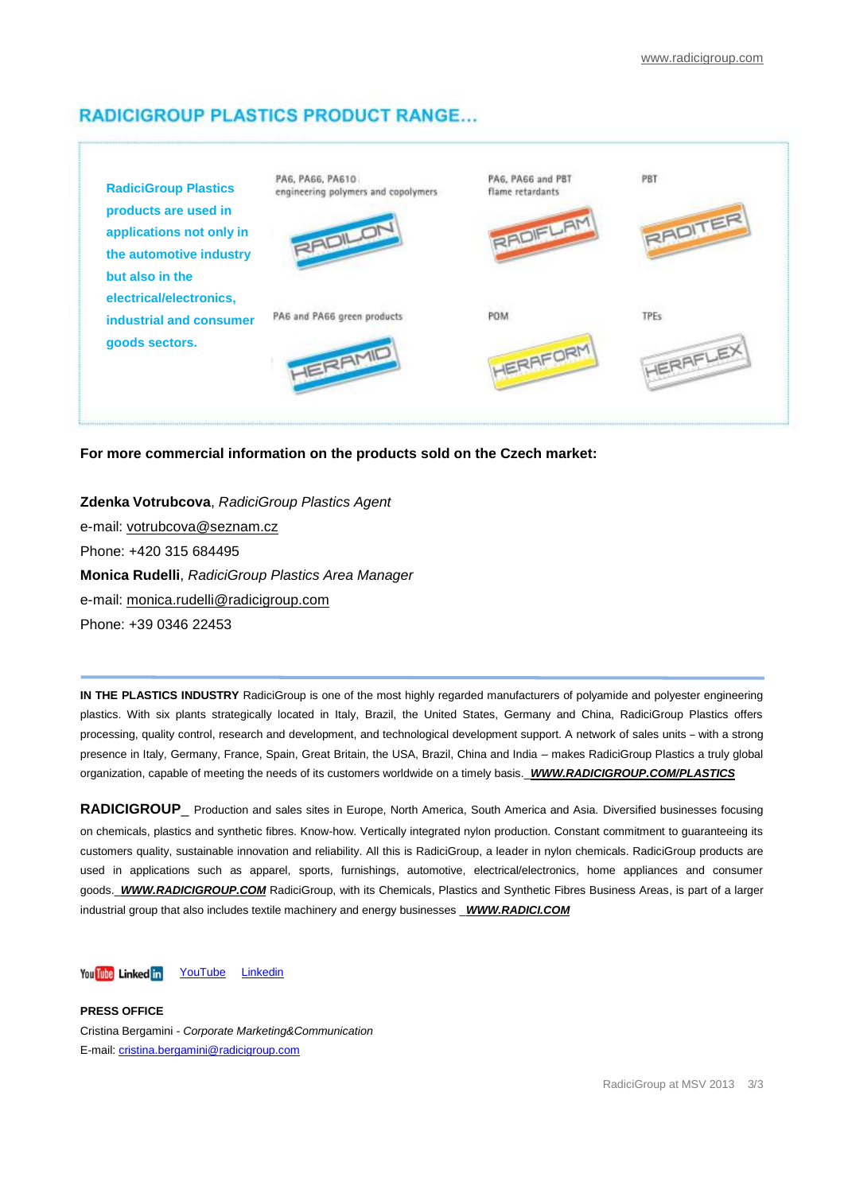## RADICIGROUP PLASTICS PRODUCT RANGE…

**RadiciGroup Plastics products are used in applications not only in the automotive industry but also in the electrical/electronics, industrial and consumer goods sectors.**

PA6, PA66, PA610
engineering polymers and copolymers

RADILON

PA6, PA66 and PBT
flame retardants

RADIFLAM

PBT

RADITER

PA6 and PA66 green products

HERAMID

POM

HERAFORM

TPEs

HERAFLEX

**For more commercial information on the products sold on the Czech market:**

**Zdenka Votrubcova**, *RadiciGroup Plastics Agent*
e-mail: votrubcova@seznam.cz
Phone: +420 315 684495
**Monica Rudelli**, *RadiciGroup Plastics Area Manager*
e-mail: monica.rudelli@radicigroup.com
Phone: +39 0346 22453

---

**IN THE PLASTICS INDUSTRY** RadiciGroup is one of the most highly regarded manufacturers of polyamide and polyester engineering plastics. With six plants strategically located in Italy, Brazil, the United States, Germany and China, RadiciGroup Plastics offers processing, quality control, research and development, and technological development support. A network of sales units – with a strong presence in Italy, Germany, France, Spain, Great Britain, the USA, Brazil, China and India – makes RadiciGroup Plastics a truly global organization, capable of meeting the needs of its customers worldwide on a timely basis. ***WWW.RADICIGROUP.COM/PLASTICS***

**RADICIGROUP_** Production and sales sites in Europe, North America, South America and Asia. Diversified businesses focusing on chemicals, plastics and synthetic fibres. Know-how. Vertically integrated nylon production. Constant commitment to guaranteeing its customers quality, sustainable innovation and reliability. All this is RadiciGroup, a leader in nylon chemicals. RadiciGroup products are used in applications such as apparel, sports, furnishings, automotive, electrical/electronics, home appliances and consumer goods. ***WWW.RADICIGROUP.COM*** RadiciGroup, with its Chemicals, Plastics and Synthetic Fibres Business Areas, is part of a larger industrial group that also includes textile machinery and energy businesses ***WWW.RADICI.COM***

YouTube Linkedin

**PRESS OFFICE**
Cristina Bergamini - *Corporate Marketing&Communication*
E-mail: cristina.bergamini@radicigroup.com